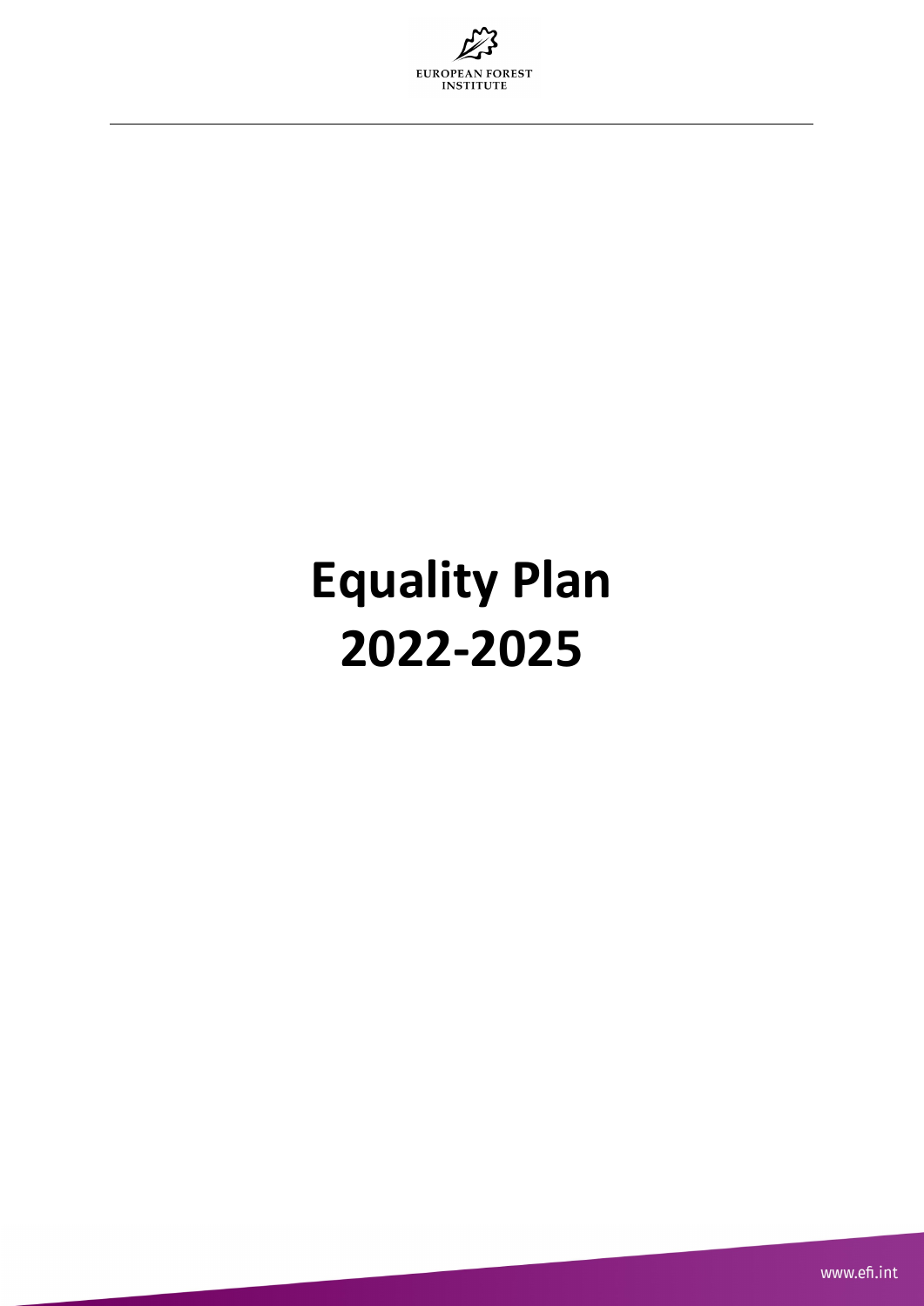EUROPEAN FOREST INSTITUTE

# Equality Plan 2022-2025

www.efi.int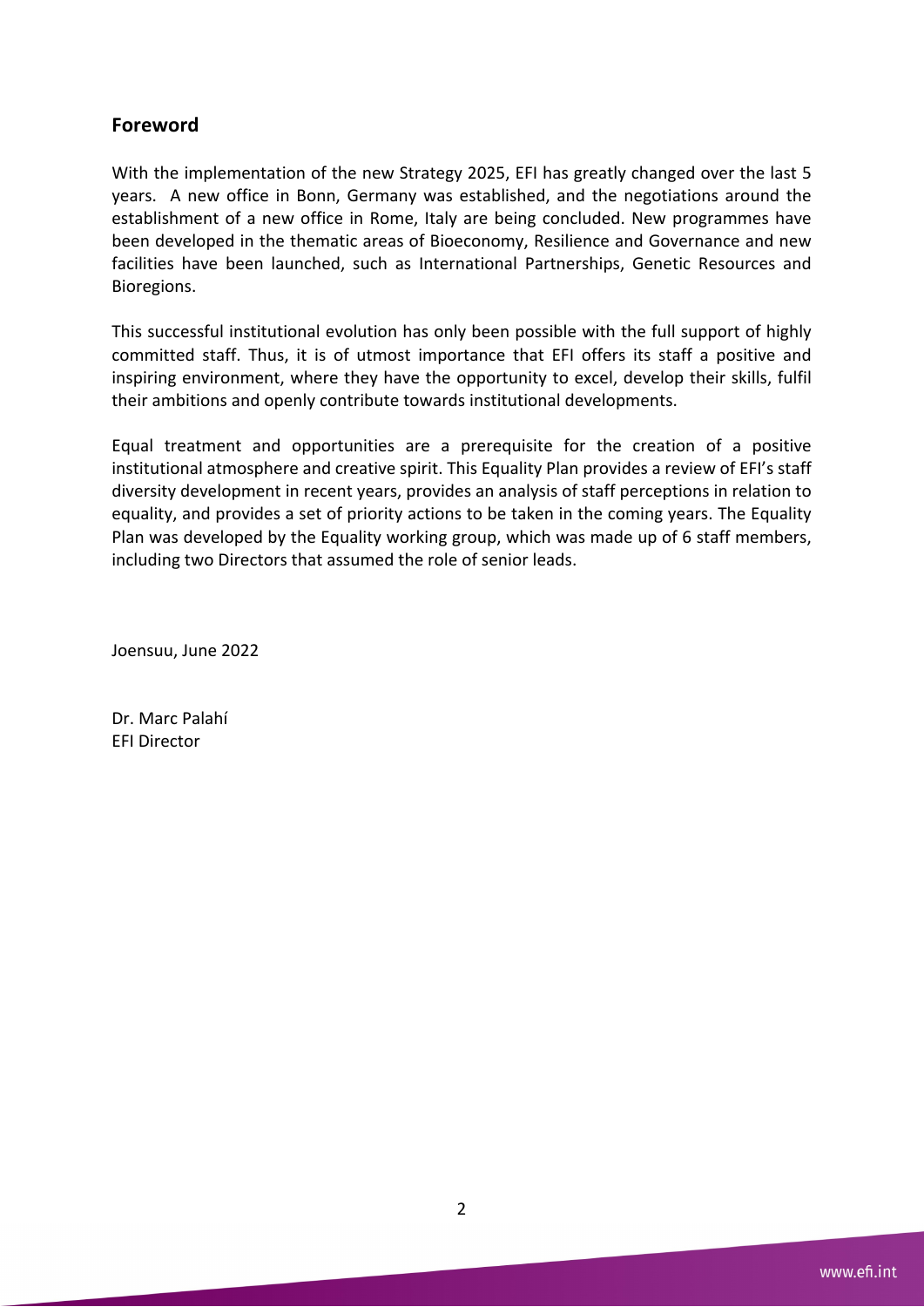## Foreword

With the implementation of the new Strategy 2025, EFI has greatly changed over the last 5 years. A new office in Bonn, Germany was established, and the negotiations around the establishment of a new office in Rome, Italy are being concluded. New programmes have been developed in the thematic areas of Bioeconomy, Resilience and Governance and new facilities have been launched, such as International Partnerships, Genetic Resources and Bioregions.

This successful institutional evolution has only been possible with the full support of highly committed staff. Thus, it is of utmost importance that EFI offers its staff a positive and inspiring environment, where they have the opportunity to excel, develop their skills, fulfil their ambitions and openly contribute towards institutional developments.

Equal treatment and opportunities are a prerequisite for the creation of a positive institutional atmosphere and creative spirit. This Equality Plan provides a review of EFI's staff diversity development in recent years, provides an analysis of staff perceptions in relation to equality, and provides a set of priority actions to be taken in the coming years. The Equality Plan was developed by the Equality working group, which was made up of 6 staff members, including two Directors that assumed the role of senior leads.

Joensuu, June 2022

Dr. Marc Palahí  
EFI Director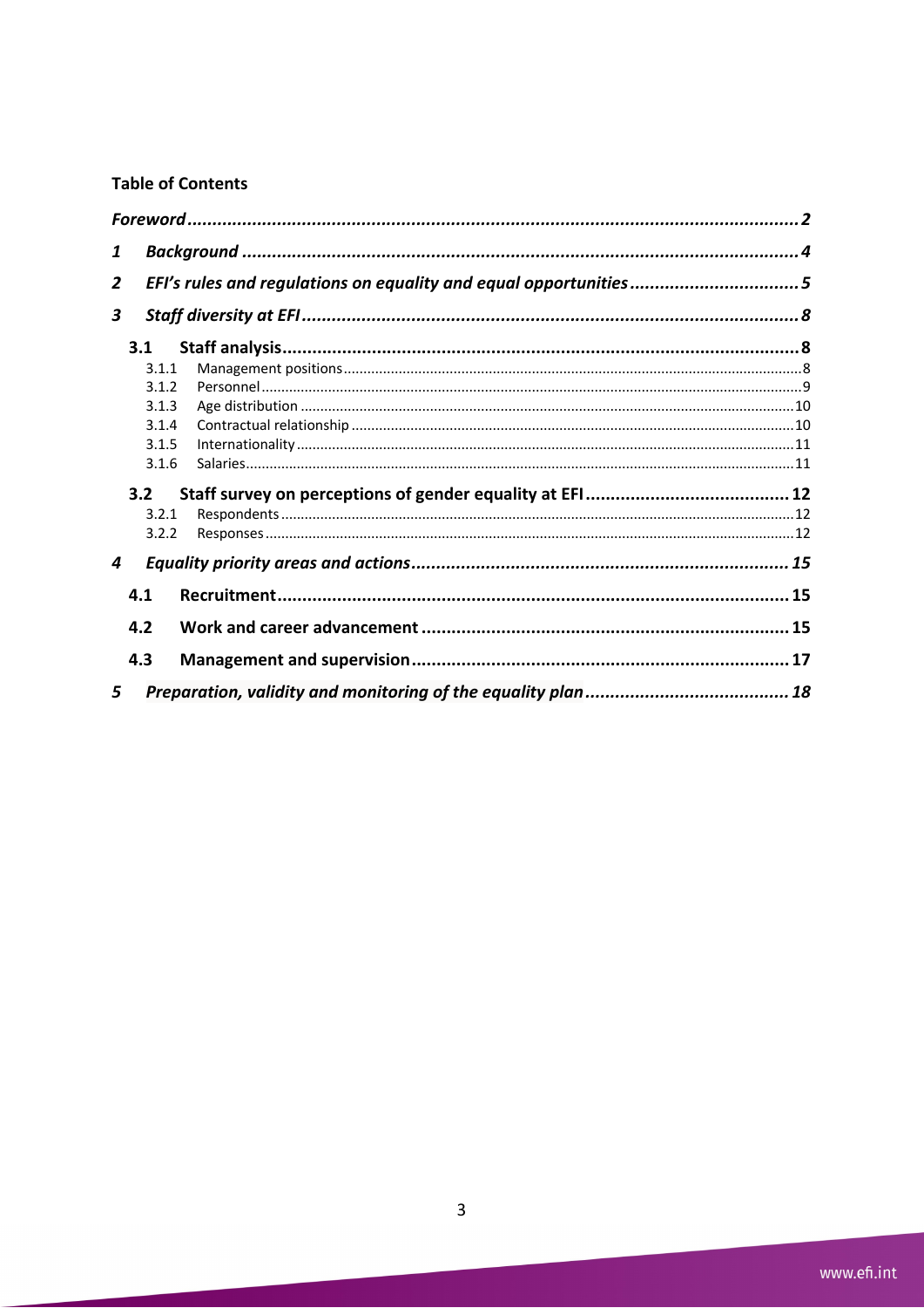**Table of Contents**

*Foreword* .......... 2

1 *Background* .......... 4

2 *EFI's rules and regulations on equality and equal opportunities* .......... 5

3 *Staff diversity at EFI* .......... 8

- **3.1 Staff analysis** .......... 8
  - 3.1.1 Management positions .......... 8
  - 3.1.2 Personnel .......... 9
  - 3.1.3 Age distribution .......... 10
  - 3.1.4 Contractual relationship .......... 10
  - 3.1.5 Internationality .......... 11
  - 3.1.6 Salaries .......... 11
- **3.2 Staff survey on perceptions of gender equality at EFI** .......... 12
  - 3.2.1 Respondents .......... 12
  - 3.2.2 Responses .......... 12

4 *Equality priority areas and actions* .......... 15

- **4.1 Recruitment** .......... 15
- **4.2 Work and career advancement** .......... 15
- **4.3 Management and supervision** .......... 17

5 *Preparation, validity and monitoring of the equality plan* .......... 18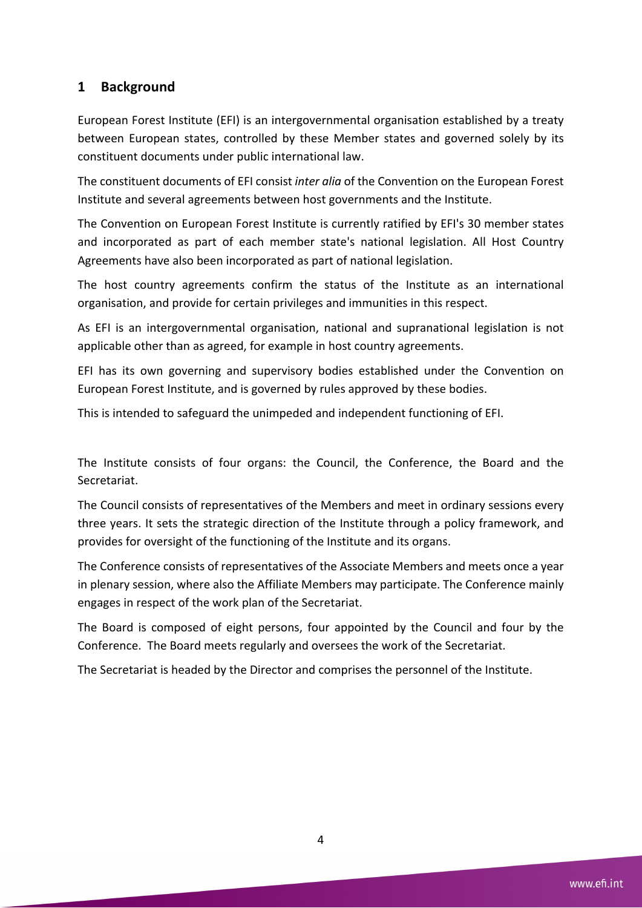## 1 Background

European Forest Institute (EFI) is an intergovernmental organisation established by a treaty between European states, controlled by these Member states and governed solely by its constituent documents under public international law.

The constituent documents of EFI consist *inter alia* of the Convention on the European Forest Institute and several agreements between host governments and the Institute.

The Convention on European Forest Institute is currently ratified by EFI's 30 member states and incorporated as part of each member state's national legislation. All Host Country Agreements have also been incorporated as part of national legislation.

The host country agreements confirm the status of the Institute as an international organisation, and provide for certain privileges and immunities in this respect.

As EFI is an intergovernmental organisation, national and supranational legislation is not applicable other than as agreed, for example in host country agreements.

EFI has its own governing and supervisory bodies established under the Convention on European Forest Institute, and is governed by rules approved by these bodies.

This is intended to safeguard the unimpeded and independent functioning of EFI.

The Institute consists of four organs: the Council, the Conference, the Board and the Secretariat.

The Council consists of representatives of the Members and meet in ordinary sessions every three years. It sets the strategic direction of the Institute through a policy framework, and provides for oversight of the functioning of the Institute and its organs.

The Conference consists of representatives of the Associate Members and meets once a year in plenary session, where also the Affiliate Members may participate. The Conference mainly engages in respect of the work plan of the Secretariat.

The Board is composed of eight persons, four appointed by the Council and four by the Conference. The Board meets regularly and oversees the work of the Secretariat.

The Secretariat is headed by the Director and comprises the personnel of the Institute.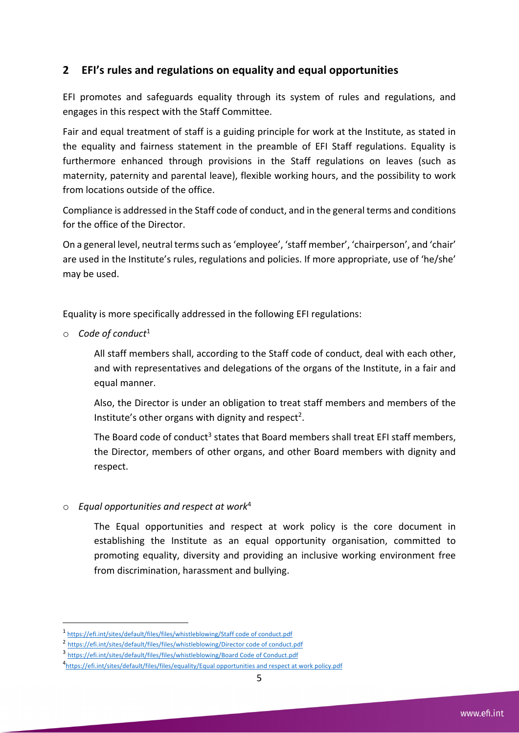## 2 EFI's rules and regulations on equality and equal opportunities

EFI promotes and safeguards equality through its system of rules and regulations, and engages in this respect with the Staff Committee.

Fair and equal treatment of staff is a guiding principle for work at the Institute, as stated in the equality and fairness statement in the preamble of EFI Staff regulations. Equality is furthermore enhanced through provisions in the Staff regulations on leaves (such as maternity, paternity and parental leave), flexible working hours, and the possibility to work from locations outside of the office.

Compliance is addressed in the Staff code of conduct, and in the general terms and conditions for the office of the Director.

On a general level, neutral terms such as 'employee', 'staff member', 'chairperson', and 'chair' are used in the Institute's rules, regulations and policies. If more appropriate, use of 'he/she' may be used.

Equality is more specifically addressed in the following EFI regulations:

- *Code of conduct*[1]

  All staff members shall, according to the Staff code of conduct, deal with each other, and with representatives and delegations of the organs of the Institute, in a fair and equal manner.

  Also, the Director is under an obligation to treat staff members and members of the Institute's other organs with dignity and respect[2].

  The Board code of conduct[3] states that Board members shall treat EFI staff members, the Director, members of other organs, and other Board members with dignity and respect.

- *Equal opportunities and respect at work*[4]

  The Equal opportunities and respect at work policy is the core document in establishing the Institute as an equal opportunity organisation, committed to promoting equality, diversity and providing an inclusive working environment free from discrimination, harassment and bullying.

---

[1] https://efi.int/sites/default/files/files/whistleblowing/Staff code of conduct.pdf

[2] https://efi.int/sites/default/files/files/whistleblowing/Director code of conduct.pdf

[3] https://efi.int/sites/default/files/files/whistleblowing/Board Code of Conduct.pdf

[4] https://efi.int/sites/default/files/files/equality/Equal opportunities and respect at work policy.pdf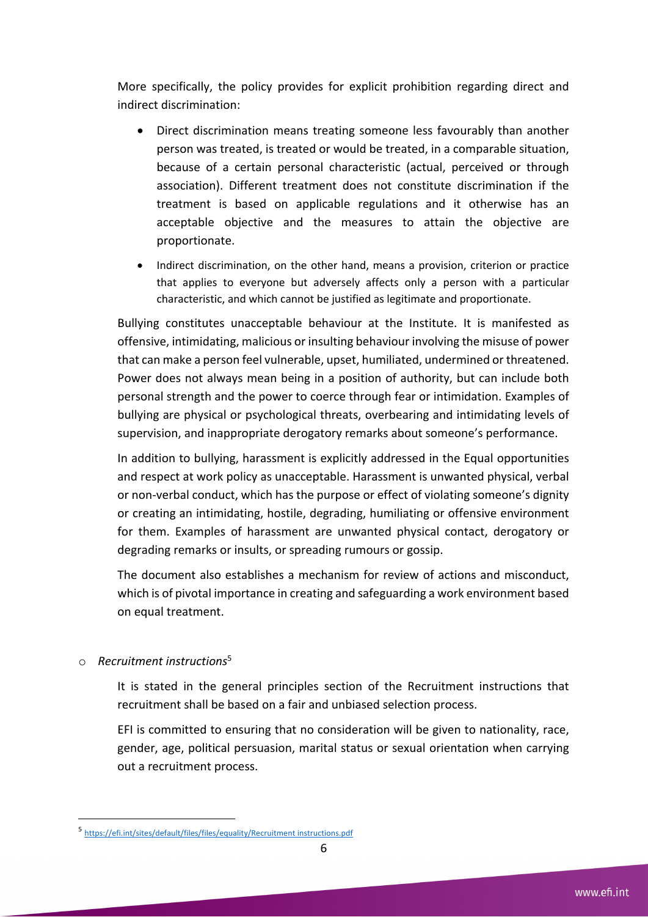More specifically, the policy provides for explicit prohibition regarding direct and indirect discrimination:

- Direct discrimination means treating someone less favourably than another person was treated, is treated or would be treated, in a comparable situation, because of a certain personal characteristic (actual, perceived or through association). Different treatment does not constitute discrimination if the treatment is based on applicable regulations and it otherwise has an acceptable objective and the measures to attain the objective are proportionate.
- Indirect discrimination, on the other hand, means a provision, criterion or practice that applies to everyone but adversely affects only a person with a particular characteristic, and which cannot be justified as legitimate and proportionate.

Bullying constitutes unacceptable behaviour at the Institute. It is manifested as offensive, intimidating, malicious or insulting behaviour involving the misuse of power that can make a person feel vulnerable, upset, humiliated, undermined or threatened. Power does not always mean being in a position of authority, but can include both personal strength and the power to coerce through fear or intimidation. Examples of bullying are physical or psychological threats, overbearing and intimidating levels of supervision, and inappropriate derogatory remarks about someone's performance.

In addition to bullying, harassment is explicitly addressed in the Equal opportunities and respect at work policy as unacceptable. Harassment is unwanted physical, verbal or non-verbal conduct, which has the purpose or effect of violating someone's dignity or creating an intimidating, hostile, degrading, humiliating or offensive environment for them. Examples of harassment are unwanted physical contact, derogatory or degrading remarks or insults, or spreading rumours or gossip.

The document also establishes a mechanism for review of actions and misconduct, which is of pivotal importance in creating and safeguarding a work environment based on equal treatment.

- *Recruitment instructions*[5]

  It is stated in the general principles section of the Recruitment instructions that recruitment shall be based on a fair and unbiased selection process.

  EFI is committed to ensuring that no consideration will be given to nationality, race, gender, age, political persuasion, marital status or sexual orientation when carrying out a recruitment process.

[5] https://efi.int/sites/default/files/files/equality/Recruitment instructions.pdf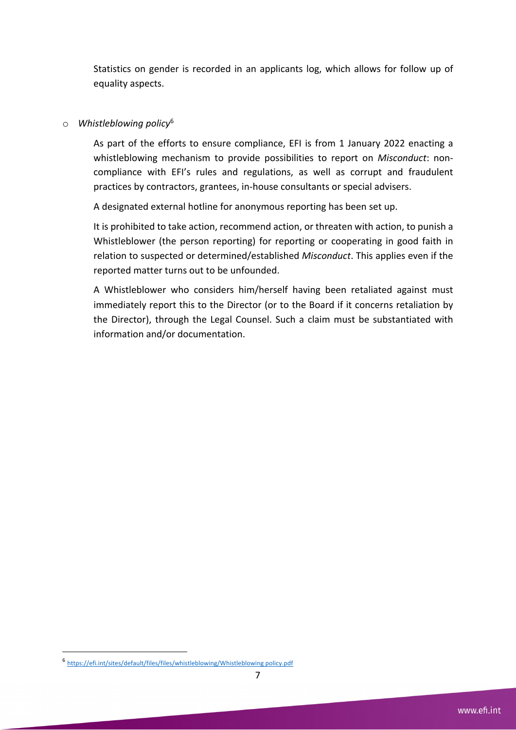Statistics on gender is recorded in an applicants log, which allows for follow up of equality aspects.

- *Whistleblowing policy*[6]

  As part of the efforts to ensure compliance, EFI is from 1 January 2022 enacting a whistleblowing mechanism to provide possibilities to report on *Misconduct*: non-compliance with EFI's rules and regulations, as well as corrupt and fraudulent practices by contractors, grantees, in-house consultants or special advisers.

  A designated external hotline for anonymous reporting has been set up.

  It is prohibited to take action, recommend action, or threaten with action, to punish a Whistleblower (the person reporting) for reporting or cooperating in good faith in relation to suspected or determined/established *Misconduct*. This applies even if the reported matter turns out to be unfounded.

  A Whistleblower who considers him/herself having been retaliated against must immediately report this to the Director (or to the Board if it concerns retaliation by the Director), through the Legal Counsel. Such a claim must be substantiated with information and/or documentation.

---

[6] https://efi.int/sites/default/files/files/whistleblowing/Whistleblowing policy.pdf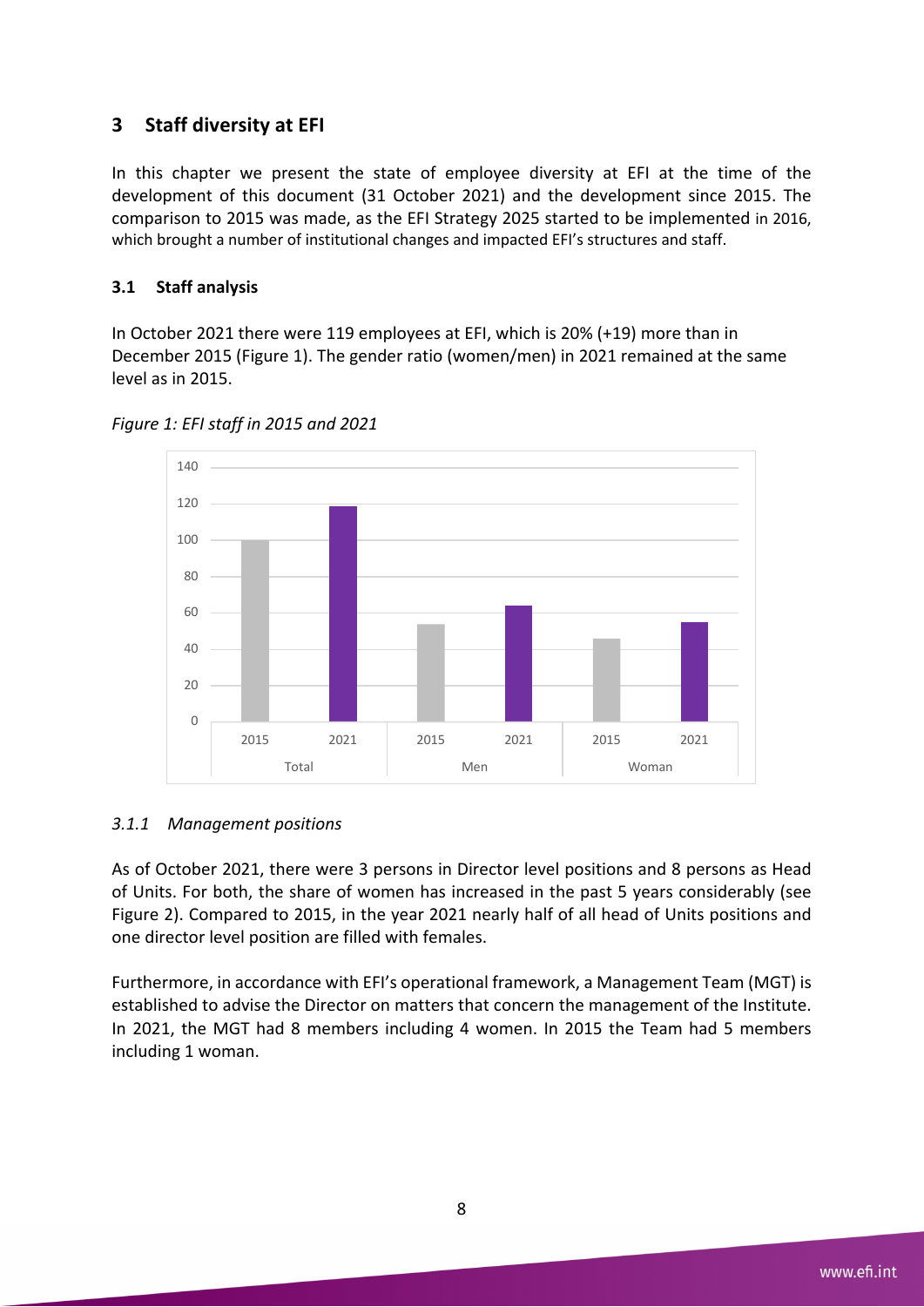# 3 Staff diversity at EFI

In this chapter we present the state of employee diversity at EFI at the time of the development of this document (31 October 2021) and the development since 2015. The comparison to 2015 was made, as the EFI Strategy 2025 started to be implemented in 2016, which brought a number of institutional changes and impacted EFI's structures and staff.

## 3.1 Staff analysis

In October 2021 there were 119 employees at EFI, which is 20% (+19) more than in December 2015 (Figure 1). The gender ratio (women/men) in 2021 remained at the same level as in 2015.

*Figure 1: EFI staff in 2015 and 2021*

### 3.1.1 Management positions

As of October 2021, there were 3 persons in Director level positions and 8 persons as Head of Units. For both, the share of women has increased in the past 5 years considerably (see Figure 2). Compared to 2015, in the year 2021 nearly half of all head of Units positions and one director level position are filled with females.

Furthermore, in accordance with EFI's operational framework, a Management Team (MGT) is established to advise the Director on matters that concern the management of the Institute. In 2021, the MGT had 8 members including 4 women. In 2015 the Team had 5 members including 1 woman.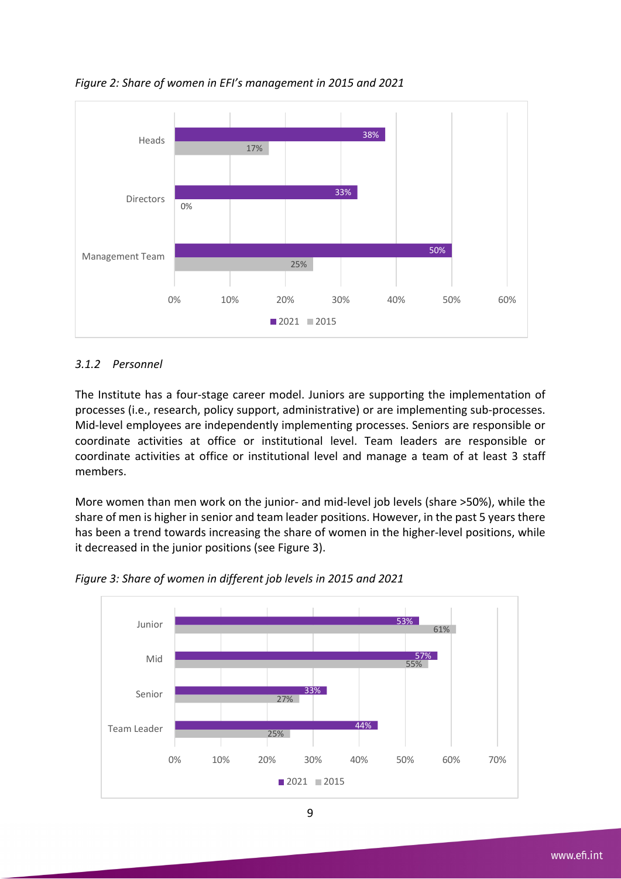*Figure 2: Share of women in EFI's management in 2015 and 2021*

| | 2021 | 2015 |
|---|---|---|
| Heads | 38% | 17% |
| Directors | 33% | 0% |
| Management Team | 50% | 25% |

### *3.1.2 Personnel*

The Institute has a four-stage career model. Juniors are supporting the implementation of processes (i.e., research, policy support, administrative) or are implementing sub-processes. Mid-level employees are independently implementing processes. Seniors are responsible or coordinate activities at office or institutional level. Team leaders are responsible or coordinate activities at office or institutional level and manage a team of at least 3 staff members.

More women than men work on the junior- and mid-level job levels (share >50%), while the share of men is higher in senior and team leader positions. However, in the past 5 years there has been a trend towards increasing the share of women in the higher-level positions, while it decreased in the junior positions (see Figure 3).

*Figure 3: Share of women in different job levels in 2015 and 2021*

| | 2021 | 2015 |
|---|---|---|
| Junior | 53% | 61% |
| Mid | 57% | 55% |
| Senior | 33% | 27% |
| Team Leader | 44% | 25% |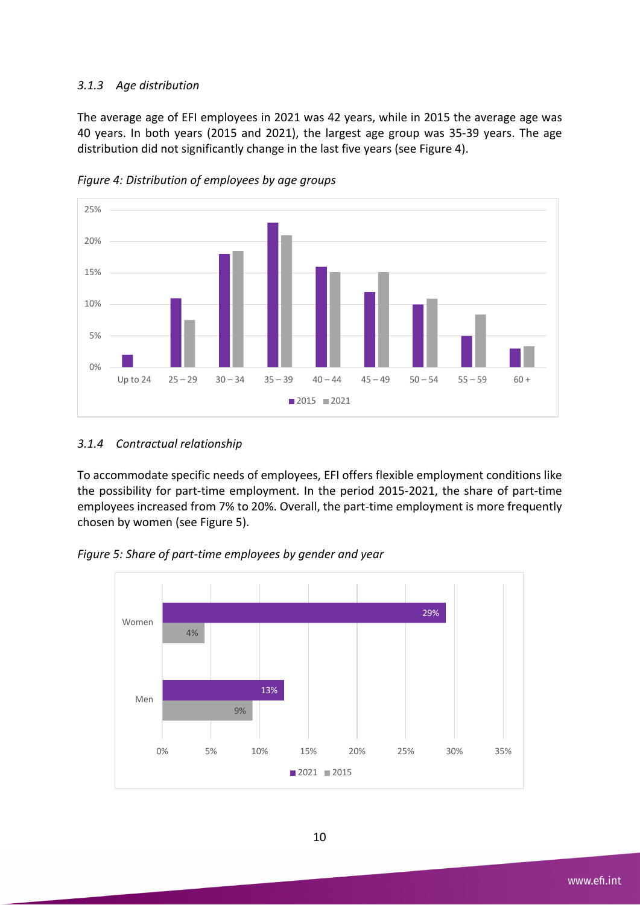### *3.1.3 Age distribution*

The average age of EFI employees in 2021 was 42 years, while in 2015 the average age was 40 years. In both years (2015 and 2021), the largest age group was 35-39 years. The age distribution did not significantly change in the last five years (see Figure 4).

*Figure 4: Distribution of employees by age groups*

### *3.1.4 Contractual relationship*

To accommodate specific needs of employees, EFI offers flexible employment conditions like the possibility for part-time employment. In the period 2015-2021, the share of part-time employees increased from 7% to 20%. Overall, the part-time employment is more frequently chosen by women (see Figure 5).

*Figure 5: Share of part-time employees by gender and year*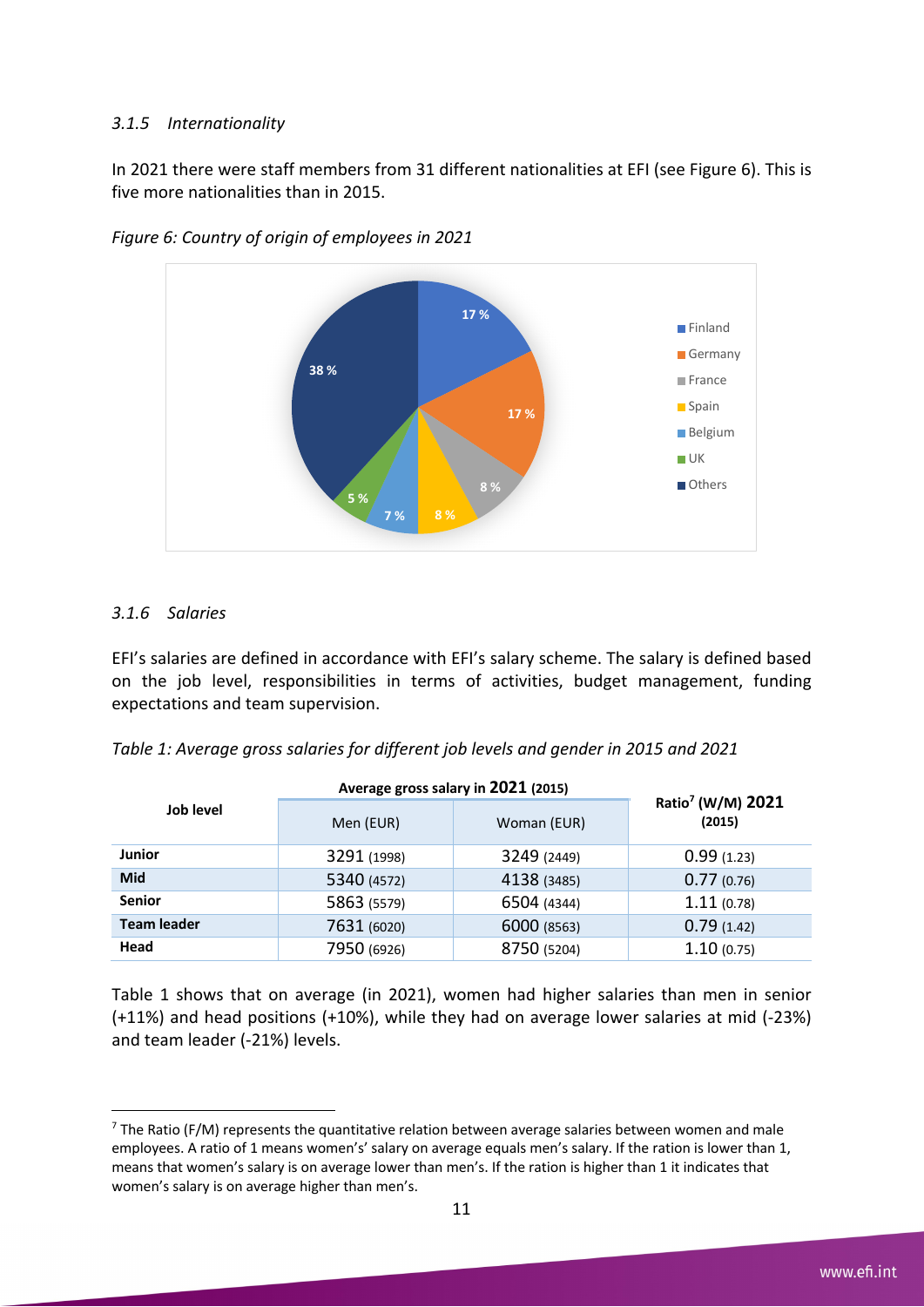### 3.1.5 Internationality

In 2021 there were staff members from 31 different nationalities at EFI (see Figure 6). This is five more nationalities than in 2015.

*Figure 6: Country of origin of employees in 2021*

### 3.1.6 Salaries

EFI's salaries are defined in accordance with EFI's salary scheme. The salary is defined based on the job level, responsibilities in terms of activities, budget management, funding expectations and team supervision.

*Table 1: Average gross salaries for different job levels and gender in 2015 and 2021*

| Job level | Average gross salary in 2021 (2015) | | Ratio[7] (W/M) 2021 (2015) |
|---|---|---|---|
| | Men (EUR) | Woman (EUR) | |
| **Junior** | 3291 (1998) | 3249 (2449) | 0.99 (1.23) |
| **Mid** | 5340 (4572) | 4138 (3485) | 0.77 (0.76) |
| **Senior** | 5863 (5579) | 6504 (4344) | 1.11 (0.78) |
| **Team leader** | 7631 (6020) | 6000 (8563) | 0.79 (1.42) |
| **Head** | 7950 (6926) | 8750 (5204) | 1.10 (0.75) |

Table 1 shows that on average (in 2021), women had higher salaries than men in senior (+11%) and head positions (+10%), while they had on average lower salaries at mid (-23%) and team leader (-21%) levels.

[7] The Ratio (F/M) represents the quantitative relation between average salaries between women and male employees. A ratio of 1 means women's' salary on average equals men's salary. If the ration is lower than 1, means that women's salary is on average lower than men's. If the ration is higher than 1 it indicates that women's salary is on average higher than men's.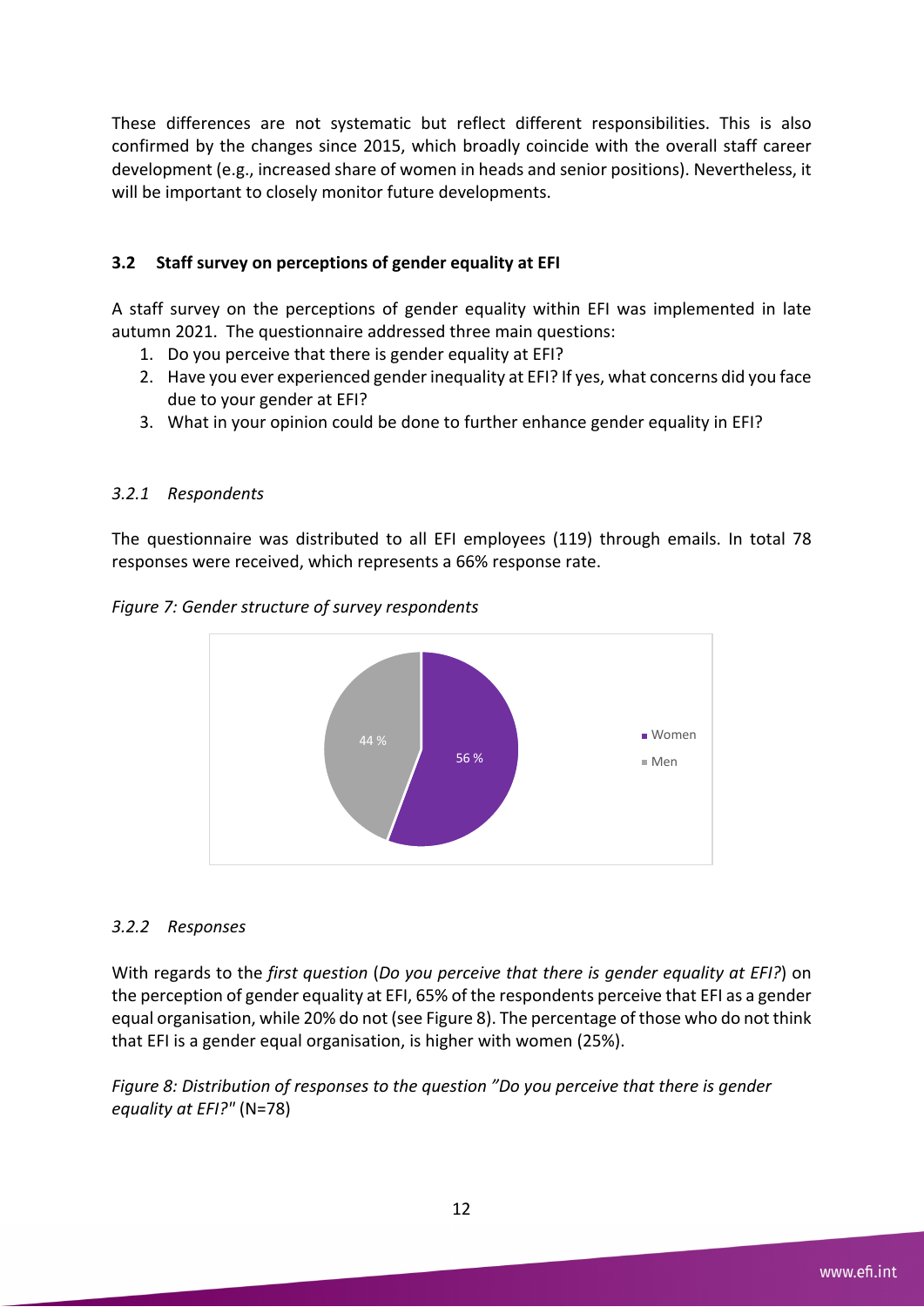These differences are not systematic but reflect different responsibilities. This is also confirmed by the changes since 2015, which broadly coincide with the overall staff career development (e.g., increased share of women in heads and senior positions). Nevertheless, it will be important to closely monitor future developments.

### 3.2 Staff survey on perceptions of gender equality at EFI

A staff survey on the perceptions of gender equality within EFI was implemented in late autumn 2021. The questionnaire addressed three main questions:

1. Do you perceive that there is gender equality at EFI?
2. Have you ever experienced gender inequality at EFI? If yes, what concerns did you face due to your gender at EFI?
3. What in your opinion could be done to further enhance gender equality in EFI?

#### *3.2.1 Respondents*

The questionnaire was distributed to all EFI employees (119) through emails. In total 78 responses were received, which represents a 66% response rate.

*Figure 7: Gender structure of survey respondents*

| | |
|---|---|
| Women | 56 % |
| Men | 44 % |

#### *3.2.2 Responses*

With regards to the *first question* (*Do you perceive that there is gender equality at EFI?*) on the perception of gender equality at EFI, 65% of the respondents perceive that EFI as a gender equal organisation, while 20% do not (see Figure 8). The percentage of those who do not think that EFI is a gender equal organisation, is higher with women (25%).

*Figure 8: Distribution of responses to the question "Do you perceive that there is gender equality at EFI?"* (N=78)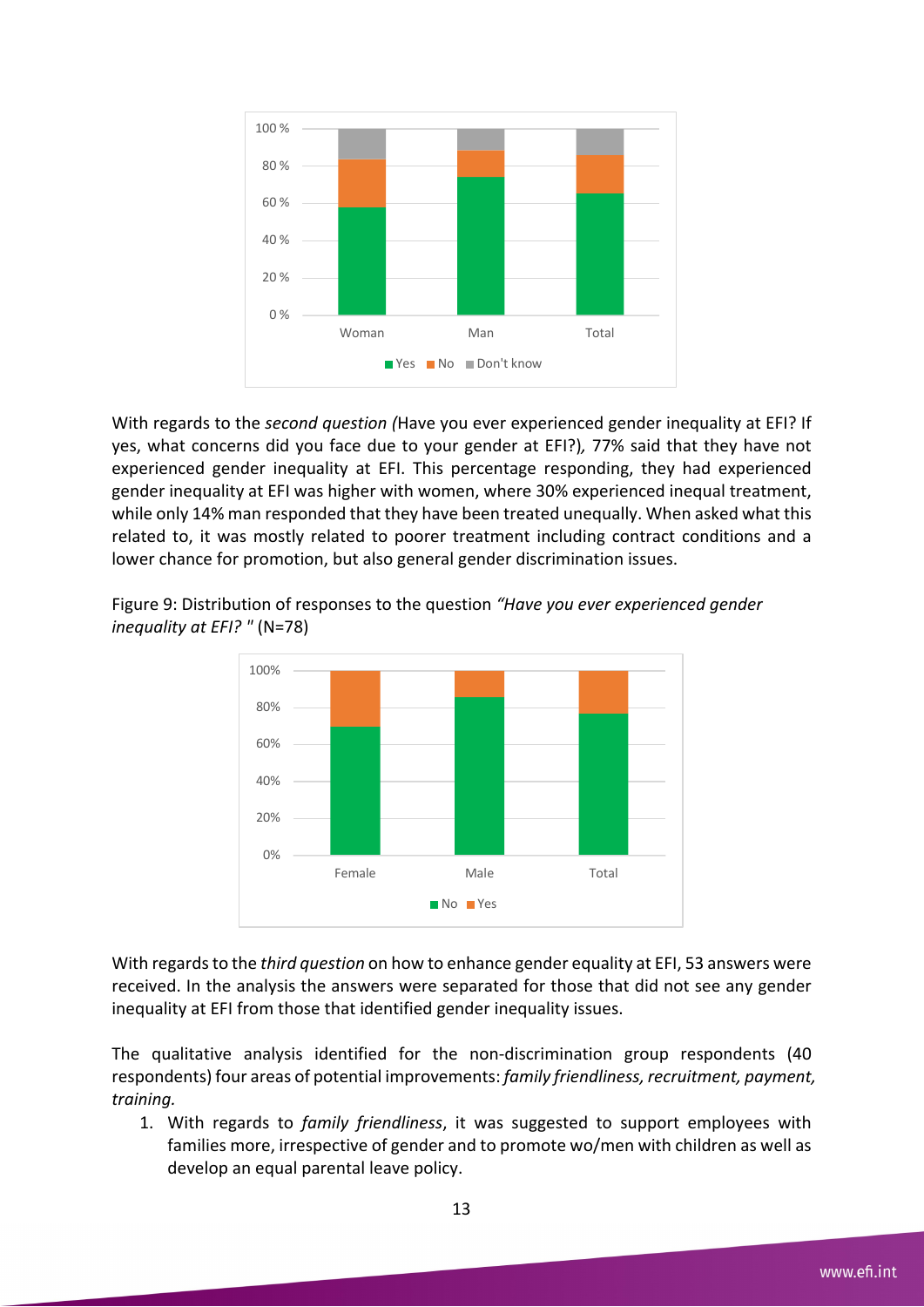With regards to the *second question (*Have you ever experienced gender inequality at EFI? If yes, what concerns did you face due to your gender at EFI?)*,* 77% said that they have not experienced gender inequality at EFI. This percentage responding, they had experienced gender inequality at EFI was higher with women, where 30% experienced inequal treatment, while only 14% man responded that they have been treated unequally. When asked what this related to, it was mostly related to poorer treatment including contract conditions and a lower chance for promotion, but also general gender discrimination issues.

Figure 9: Distribution of responses to the question *"Have you ever experienced gender inequality at EFI? "* (N=78)

With regards to the *third question* on how to enhance gender equality at EFI, 53 answers were received. In the analysis the answers were separated for those that did not see any gender inequality at EFI from those that identified gender inequality issues.

The qualitative analysis identified for the non-discrimination group respondents (40 respondents) four areas of potential improvements: *family friendliness, recruitment, payment, training.*

1. With regards to *family friendliness*, it was suggested to support employees with families more, irrespective of gender and to promote wo/men with children as well as develop an equal parental leave policy.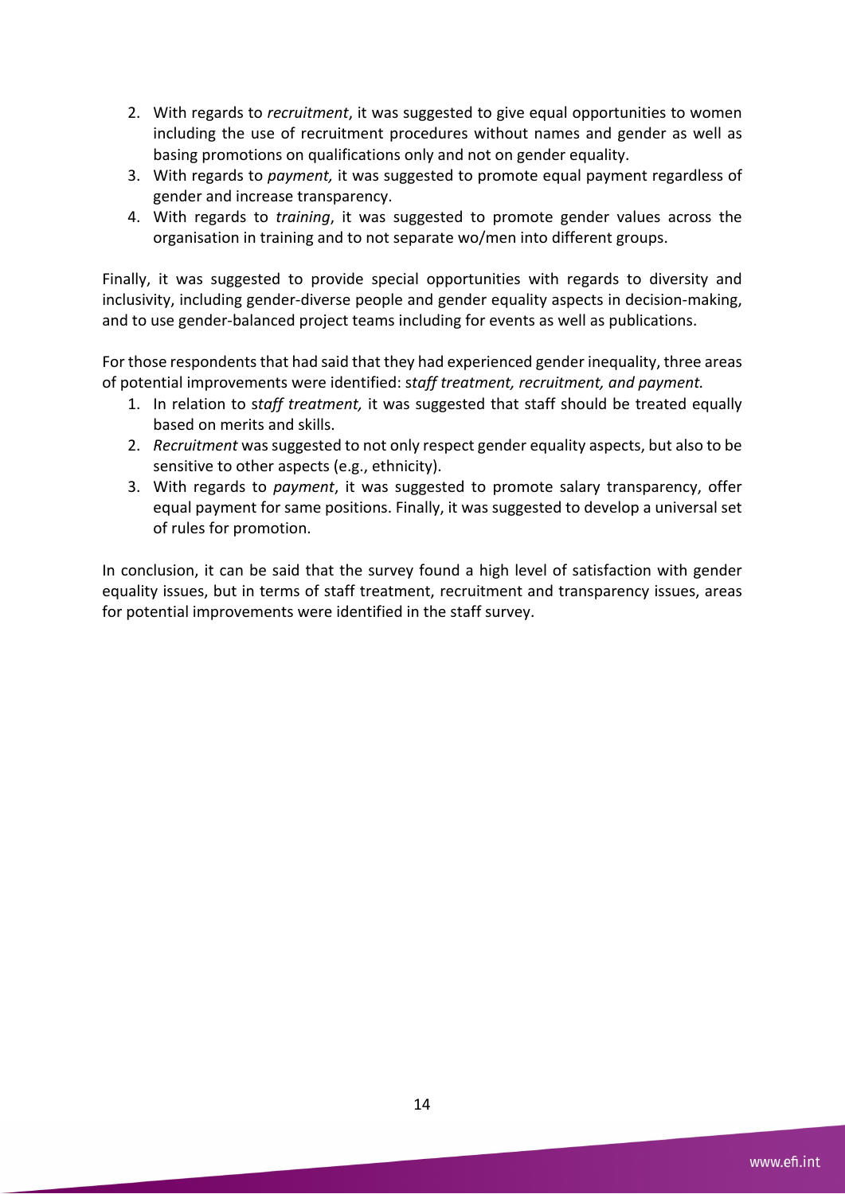2. With regards to *recruitment*, it was suggested to give equal opportunities to women including the use of recruitment procedures without names and gender as well as basing promotions on qualifications only and not on gender equality.
3. With regards to *payment,* it was suggested to promote equal payment regardless of gender and increase transparency.
4. With regards to *training*, it was suggested to promote gender values across the organisation in training and to not separate wo/men into different groups.

Finally, it was suggested to provide special opportunities with regards to diversity and inclusivity, including gender-diverse people and gender equality aspects in decision-making, and to use gender-balanced project teams including for events as well as publications.

For those respondents that had said that they had experienced gender inequality, three areas of potential improvements were identified: s*taff treatment, recruitment, and payment.*

1. In relation to s*taff treatment,* it was suggested that staff should be treated equally based on merits and skills.
2. *Recruitment* was suggested to not only respect gender equality aspects, but also to be sensitive to other aspects (e.g., ethnicity).
3. With regards to *payment*, it was suggested to promote salary transparency, offer equal payment for same positions. Finally, it was suggested to develop a universal set of rules for promotion.

In conclusion, it can be said that the survey found a high level of satisfaction with gender equality issues, but in terms of staff treatment, recruitment and transparency issues, areas for potential improvements were identified in the staff survey.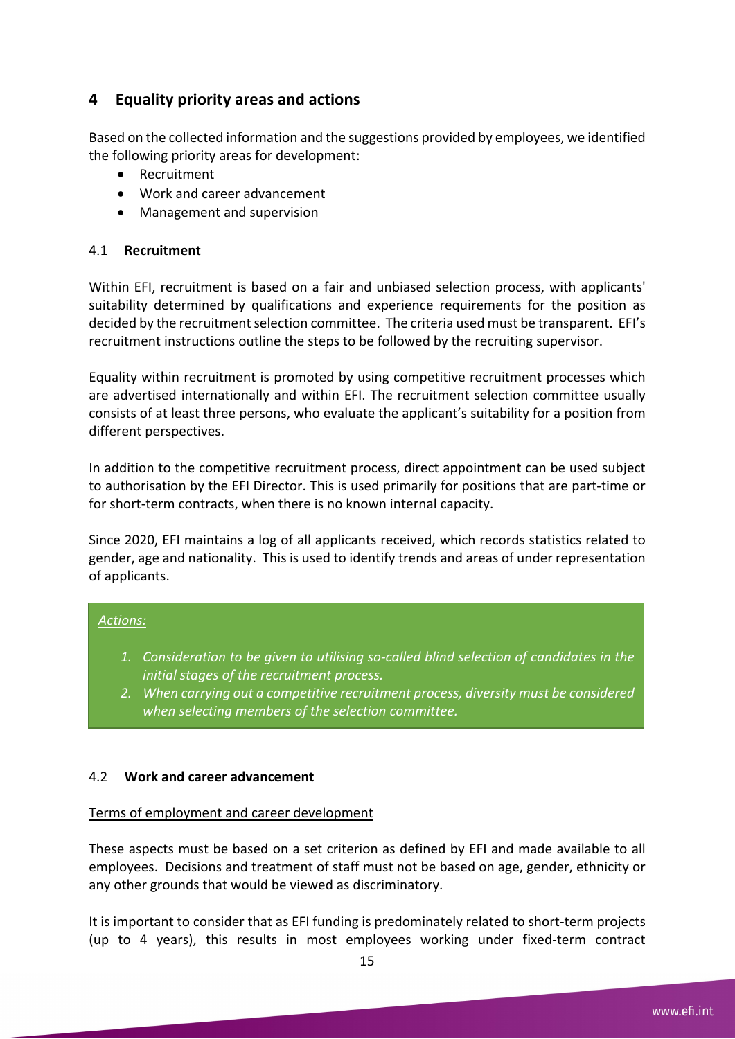## 4 Equality priority areas and actions

Based on the collected information and the suggestions provided by employees, we identified the following priority areas for development:

- Recruitment
- Work and career advancement
- Management and supervision

### 4.1 **Recruitment**

Within EFI, recruitment is based on a fair and unbiased selection process, with applicants' suitability determined by qualifications and experience requirements for the position as decided by the recruitment selection committee. The criteria used must be transparent. EFI's recruitment instructions outline the steps to be followed by the recruiting supervisor.

Equality within recruitment is promoted by using competitive recruitment processes which are advertised internationally and within EFI. The recruitment selection committee usually consists of at least three persons, who evaluate the applicant's suitability for a position from different perspectives.

In addition to the competitive recruitment process, direct appointment can be used subject to authorisation by the EFI Director. This is used primarily for positions that are part-time or for short-term contracts, when there is no known internal capacity.

Since 2020, EFI maintains a log of all applicants received, which records statistics related to gender, age and nationality. This is used to identify trends and areas of under representation of applicants.

*Actions:*

1. *Consideration to be given to utilising so-called blind selection of candidates in the initial stages of the recruitment process.*
2. *When carrying out a competitive recruitment process, diversity must be considered when selecting members of the selection committee.*

### 4.2 **Work and career advancement**

Terms of employment and career development

These aspects must be based on a set criterion as defined by EFI and made available to all employees. Decisions and treatment of staff must not be based on age, gender, ethnicity or any other grounds that would be viewed as discriminatory.

It is important to consider that as EFI funding is predominately related to short-term projects (up to 4 years), this results in most employees working under fixed-term contract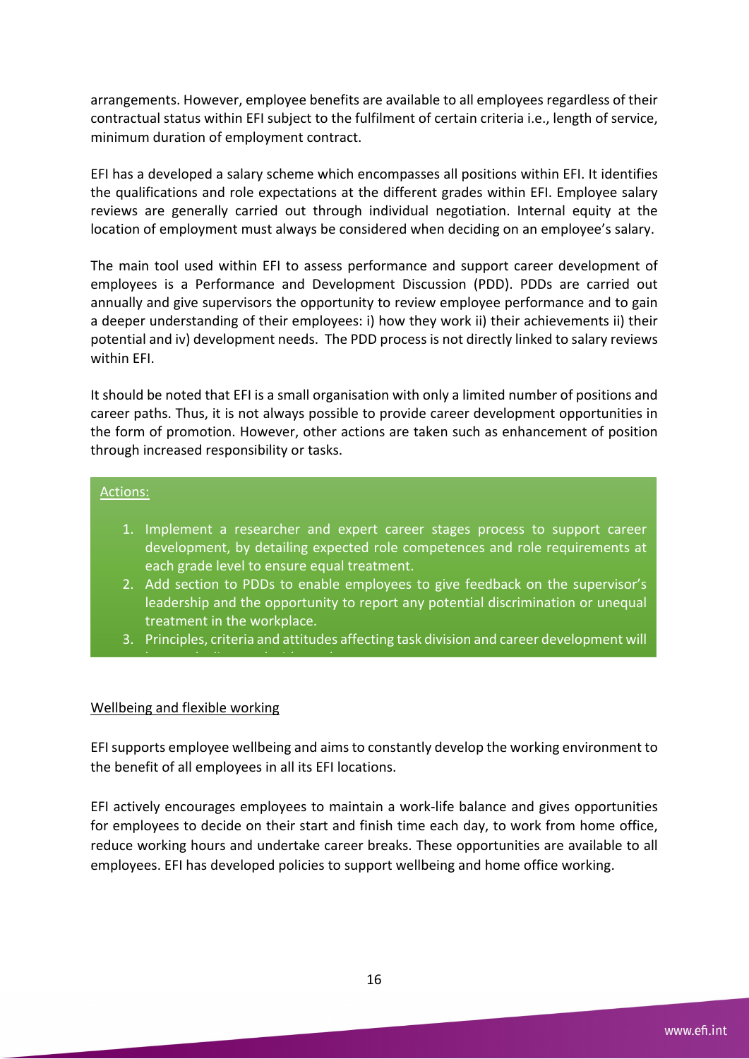arrangements. However, employee benefits are available to all employees regardless of their contractual status within EFI subject to the fulfilment of certain criteria i.e., length of service, minimum duration of employment contract.

EFI has a developed a salary scheme which encompasses all positions within EFI. It identifies the qualifications and role expectations at the different grades within EFI. Employee salary reviews are generally carried out through individual negotiation. Internal equity at the location of employment must always be considered when deciding on an employee's salary.

The main tool used within EFI to assess performance and support career development of employees is a Performance and Development Discussion (PDD). PDDs are carried out annually and give supervisors the opportunity to review employee performance and to gain a deeper understanding of their employees: i) how they work ii) their achievements ii) their potential and iv) development needs. The PDD process is not directly linked to salary reviews within EFI.

It should be noted that EFI is a small organisation with only a limited number of positions and career paths. Thus, it is not always possible to provide career development opportunities in the form of promotion. However, other actions are taken such as enhancement of position through increased responsibility or tasks.

Actions:

1. Implement a researcher and expert career stages process to support career development, by detailing expected role competences and role requirements at each grade level to ensure equal treatment.
2. Add section to PDDs to enable employees to give feedback on the supervisor's leadership and the opportunity to report any potential discrimination or unequal treatment in the workplace.
3. Principles, criteria and attitudes affecting task division and career development will

Wellbeing and flexible working

EFI supports employee wellbeing and aims to constantly develop the working environment to the benefit of all employees in all its EFI locations.

EFI actively encourages employees to maintain a work-life balance and gives opportunities for employees to decide on their start and finish time each day, to work from home office, reduce working hours and undertake career breaks. These opportunities are available to all employees. EFI has developed policies to support wellbeing and home office working.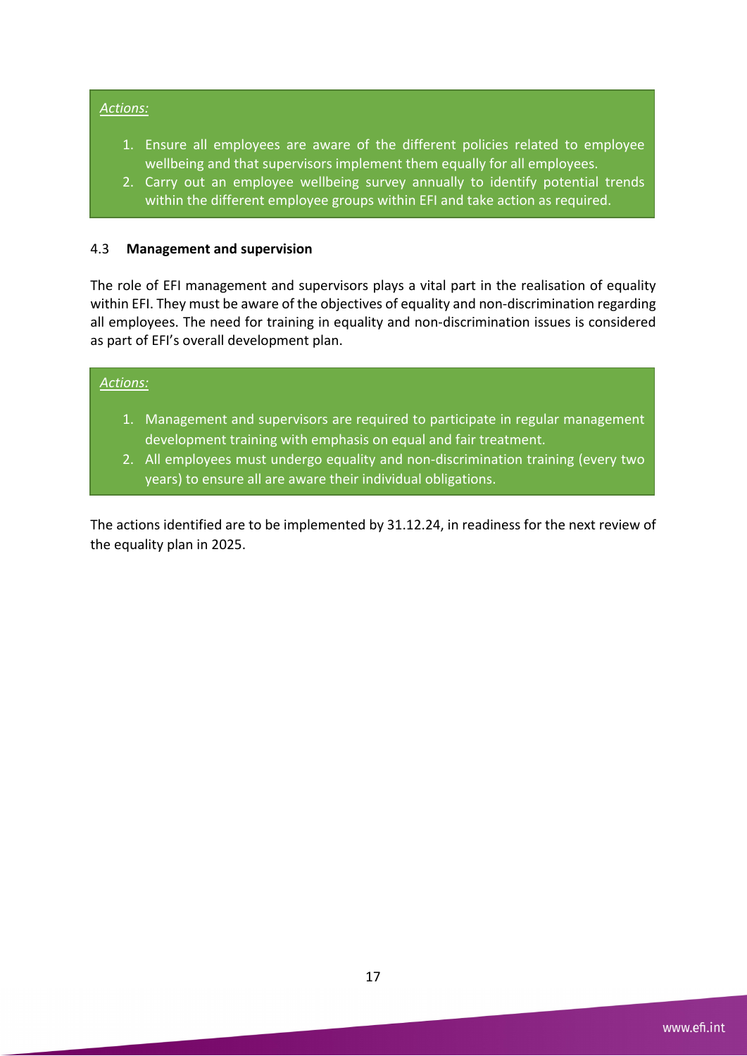*Actions:*

1. Ensure all employees are aware of the different policies related to employee wellbeing and that supervisors implement them equally for all employees.
2. Carry out an employee wellbeing survey annually to identify potential trends within the different employee groups within EFI and take action as required.

### 4.3 **Management and supervision**

The role of EFI management and supervisors plays a vital part in the realisation of equality within EFI. They must be aware of the objectives of equality and non-discrimination regarding all employees. The need for training in equality and non-discrimination issues is considered as part of EFI's overall development plan.

*Actions:*

1. Management and supervisors are required to participate in regular management development training with emphasis on equal and fair treatment.
2. All employees must undergo equality and non-discrimination training (every two years) to ensure all are aware their individual obligations.

The actions identified are to be implemented by 31.12.24, in readiness for the next review of the equality plan in 2025.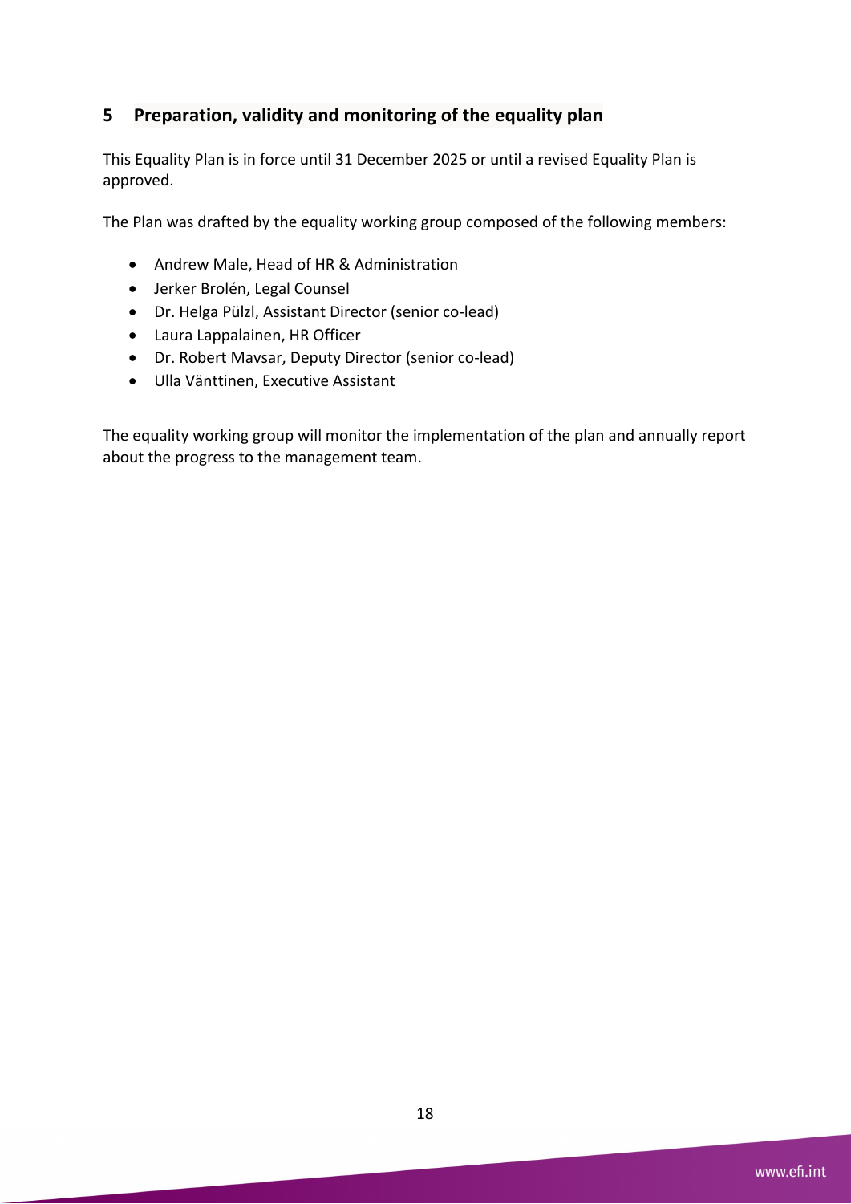## 5 Preparation, validity and monitoring of the equality plan

This Equality Plan is in force until 31 December 2025 or until a revised Equality Plan is approved.

The Plan was drafted by the equality working group composed of the following members:

- Andrew Male, Head of HR & Administration
- Jerker Brolén, Legal Counsel
- Dr. Helga Pülzl, Assistant Director (senior co-lead)
- Laura Lappalainen, HR Officer
- Dr. Robert Mavsar, Deputy Director (senior co-lead)
- Ulla Vänttinen, Executive Assistant

The equality working group will monitor the implementation of the plan and annually report about the progress to the management team.